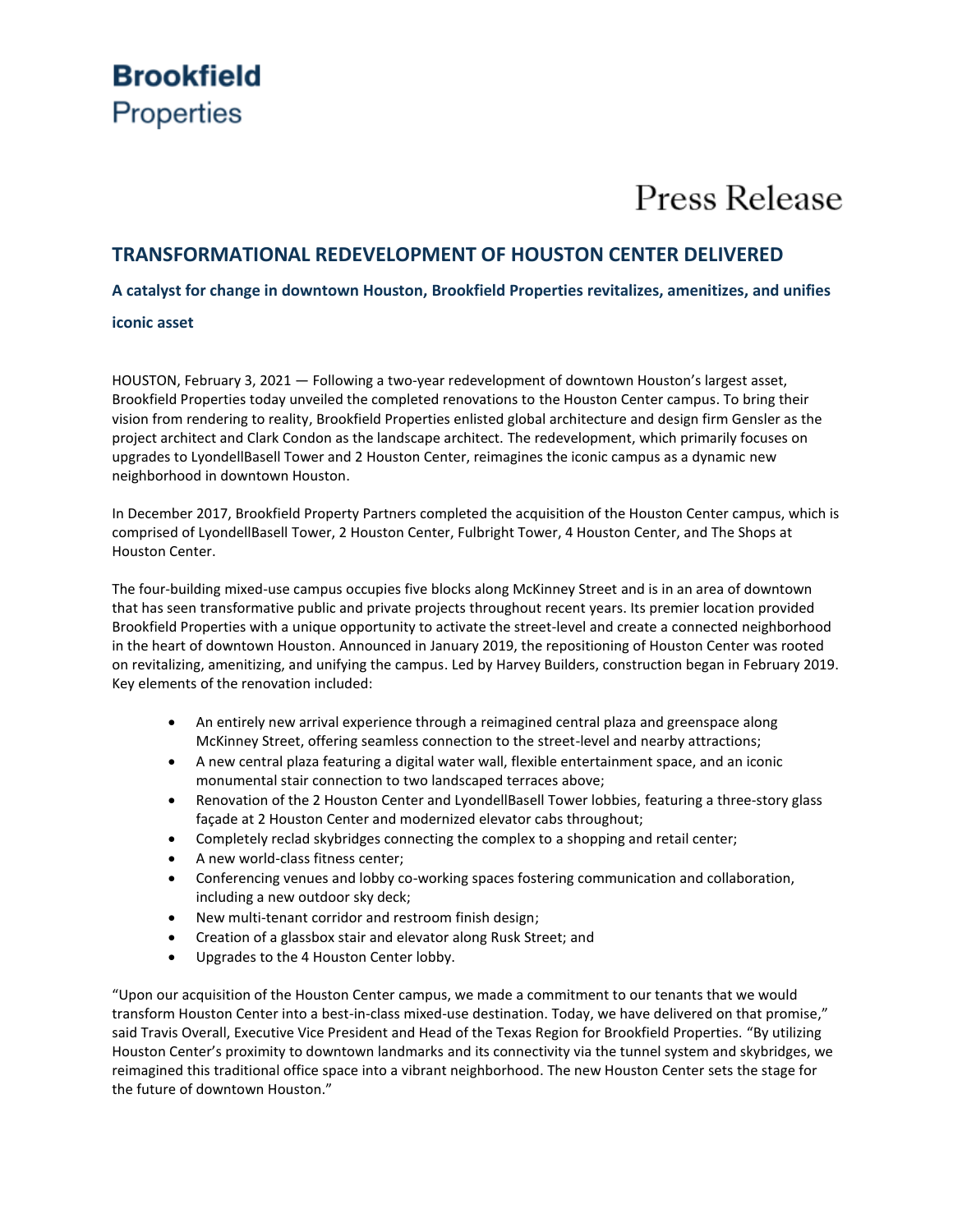**Brookfield**
Properties

Press Release

# TRANSFORMATIONAL REDEVELOPMENT OF HOUSTON CENTER DELIVERED

### A catalyst for change in downtown Houston, Brookfield Properties revitalizes, amenitizes, and unifies iconic asset

HOUSTON, February 3, 2021 — Following a two-year redevelopment of downtown Houston's largest asset, Brookfield Properties today unveiled the completed renovations to the Houston Center campus. To bring their vision from rendering to reality, Brookfield Properties enlisted global architecture and design firm Gensler as the project architect and Clark Condon as the landscape architect. The redevelopment, which primarily focuses on upgrades to LyondellBasell Tower and 2 Houston Center, reimagines the iconic campus as a dynamic new neighborhood in downtown Houston.

In December 2017, Brookfield Property Partners completed the acquisition of the Houston Center campus, which is comprised of LyondellBasell Tower, 2 Houston Center, Fulbright Tower, 4 Houston Center, and The Shops at Houston Center.

The four-building mixed-use campus occupies five blocks along McKinney Street and is in an area of downtown that has seen transformative public and private projects throughout recent years. Its premier location provided Brookfield Properties with a unique opportunity to activate the street-level and create a connected neighborhood in the heart of downtown Houston. Announced in January 2019, the repositioning of Houston Center was rooted on revitalizing, amenitizing, and unifying the campus. Led by Harvey Builders, construction began in February 2019. Key elements of the renovation included:

- An entirely new arrival experience through a reimagined central plaza and greenspace along McKinney Street, offering seamless connection to the street-level and nearby attractions;
- A new central plaza featuring a digital water wall, flexible entertainment space, and an iconic monumental stair connection to two landscaped terraces above;
- Renovation of the 2 Houston Center and LyondellBasell Tower lobbies, featuring a three-story glass façade at 2 Houston Center and modernized elevator cabs throughout;
- Completely reclad skybridges connecting the complex to a shopping and retail center;
- A new world-class fitness center;
- Conferencing venues and lobby co-working spaces fostering communication and collaboration, including a new outdoor sky deck;
- New multi-tenant corridor and restroom finish design;
- Creation of a glassbox stair and elevator along Rusk Street; and
- Upgrades to the 4 Houston Center lobby.

"Upon our acquisition of the Houston Center campus, we made a commitment to our tenants that we would transform Houston Center into a best-in-class mixed-use destination. Today, we have delivered on that promise," said Travis Overall, Executive Vice President and Head of the Texas Region for Brookfield Properties. "By utilizing Houston Center's proximity to downtown landmarks and its connectivity via the tunnel system and skybridges, we reimagined this traditional office space into a vibrant neighborhood. The new Houston Center sets the stage for the future of downtown Houston."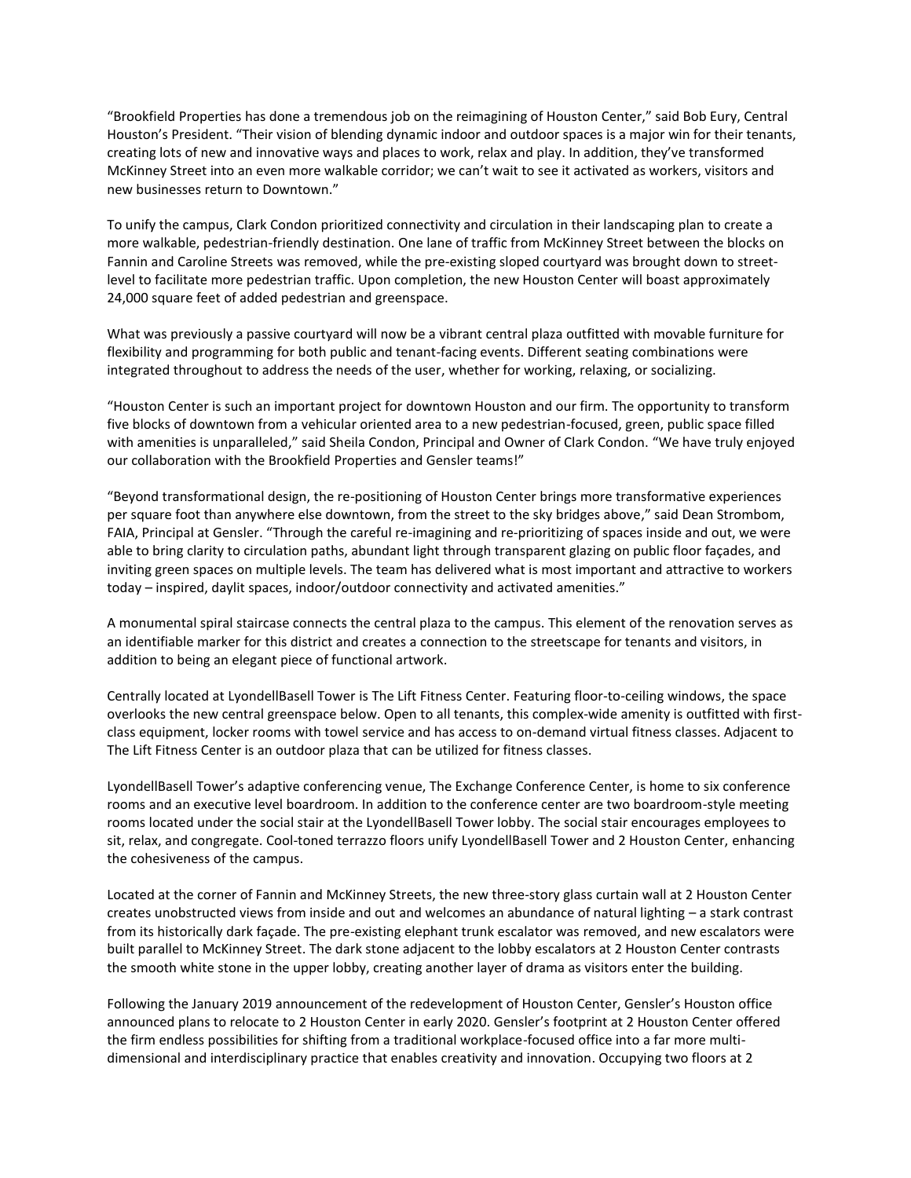"Brookfield Properties has done a tremendous job on the reimagining of Houston Center," said Bob Eury, Central Houston's President. "Their vision of blending dynamic indoor and outdoor spaces is a major win for their tenants, creating lots of new and innovative ways and places to work, relax and play. In addition, they've transformed McKinney Street into an even more walkable corridor; we can't wait to see it activated as workers, visitors and new businesses return to Downtown."

To unify the campus, Clark Condon prioritized connectivity and circulation in their landscaping plan to create a more walkable, pedestrian-friendly destination. One lane of traffic from McKinney Street between the blocks on Fannin and Caroline Streets was removed, while the pre-existing sloped courtyard was brought down to street-level to facilitate more pedestrian traffic. Upon completion, the new Houston Center will boast approximately 24,000 square feet of added pedestrian and greenspace.

What was previously a passive courtyard will now be a vibrant central plaza outfitted with movable furniture for flexibility and programming for both public and tenant-facing events. Different seating combinations were integrated throughout to address the needs of the user, whether for working, relaxing, or socializing.

"Houston Center is such an important project for downtown Houston and our firm. The opportunity to transform five blocks of downtown from a vehicular oriented area to a new pedestrian-focused, green, public space filled with amenities is unparalleled," said Sheila Condon, Principal and Owner of Clark Condon. "We have truly enjoyed our collaboration with the Brookfield Properties and Gensler teams!"

"Beyond transformational design, the re-positioning of Houston Center brings more transformative experiences per square foot than anywhere else downtown, from the street to the sky bridges above," said Dean Strombom, FAIA, Principal at Gensler. "Through the careful re-imagining and re-prioritizing of spaces inside and out, we were able to bring clarity to circulation paths, abundant light through transparent glazing on public floor façades, and inviting green spaces on multiple levels. The team has delivered what is most important and attractive to workers today – inspired, daylit spaces, indoor/outdoor connectivity and activated amenities."

A monumental spiral staircase connects the central plaza to the campus. This element of the renovation serves as an identifiable marker for this district and creates a connection to the streetscape for tenants and visitors, in addition to being an elegant piece of functional artwork.

Centrally located at LyondellBasell Tower is The Lift Fitness Center. Featuring floor-to-ceiling windows, the space overlooks the new central greenspace below. Open to all tenants, this complex-wide amenity is outfitted with first-class equipment, locker rooms with towel service and has access to on-demand virtual fitness classes. Adjacent to The Lift Fitness Center is an outdoor plaza that can be utilized for fitness classes.

LyondellBasell Tower's adaptive conferencing venue, The Exchange Conference Center, is home to six conference rooms and an executive level boardroom. In addition to the conference center are two boardroom-style meeting rooms located under the social stair at the LyondellBasell Tower lobby. The social stair encourages employees to sit, relax, and congregate. Cool-toned terrazzo floors unify LyondellBasell Tower and 2 Houston Center, enhancing the cohesiveness of the campus.

Located at the corner of Fannin and McKinney Streets, the new three-story glass curtain wall at 2 Houston Center creates unobstructed views from inside and out and welcomes an abundance of natural lighting – a stark contrast from its historically dark façade. The pre-existing elephant trunk escalator was removed, and new escalators were built parallel to McKinney Street. The dark stone adjacent to the lobby escalators at 2 Houston Center contrasts the smooth white stone in the upper lobby, creating another layer of drama as visitors enter the building.

Following the January 2019 announcement of the redevelopment of Houston Center, Gensler's Houston office announced plans to relocate to 2 Houston Center in early 2020. Gensler's footprint at 2 Houston Center offered the firm endless possibilities for shifting from a traditional workplace-focused office into a far more multi-dimensional and interdisciplinary practice that enables creativity and innovation. Occupying two floors at 2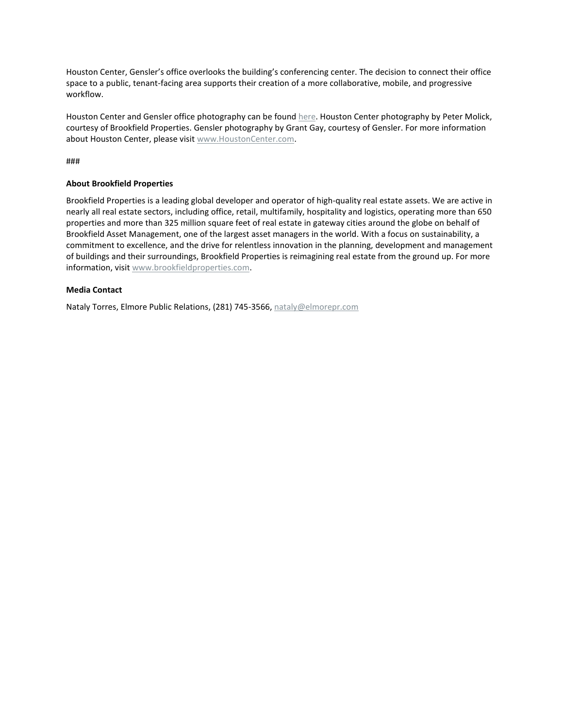Houston Center, Gensler's office overlooks the building's conferencing center. The decision to connect their office space to a public, tenant-facing area supports their creation of a more collaborative, mobile, and progressive workflow.

Houston Center and Gensler office photography can be found here. Houston Center photography by Peter Molick, courtesy of Brookfield Properties. Gensler photography by Grant Gay, courtesy of Gensler. For more information about Houston Center, please visit www.HoustonCenter.com.

###

**About Brookfield Properties**

Brookfield Properties is a leading global developer and operator of high-quality real estate assets. We are active in nearly all real estate sectors, including office, retail, multifamily, hospitality and logistics, operating more than 650 properties and more than 325 million square feet of real estate in gateway cities around the globe on behalf of Brookfield Asset Management, one of the largest asset managers in the world. With a focus on sustainability, a commitment to excellence, and the drive for relentless innovation in the planning, development and management of buildings and their surroundings, Brookfield Properties is reimagining real estate from the ground up. For more information, visit www.brookfieldproperties.com.

**Media Contact**

Nataly Torres, Elmore Public Relations, (281) 745-3566, nataly@elmorepr.com